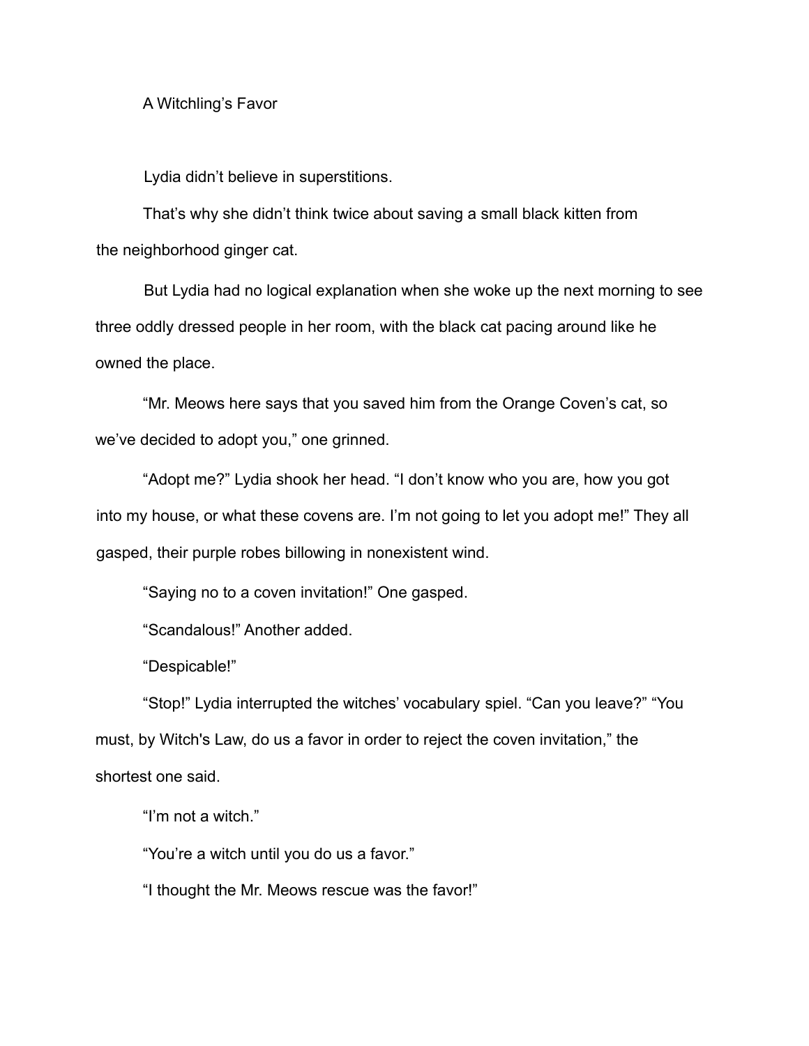# A Witchling's Favor

Lydia didn't believe in superstitions.

That's why she didn't think twice about saving a small black kitten from the neighborhood ginger cat.

But Lydia had no logical explanation when she woke up the next morning to see three oddly dressed people in her room, with the black cat pacing around like he owned the place.

"Mr. Meows here says that you saved him from the Orange Coven's cat, so we've decided to adopt you," one grinned.

"Adopt me?" Lydia shook her head. "I don't know who you are, how you got into my house, or what these covens are. I'm not going to let you adopt me!" They all gasped, their purple robes billowing in nonexistent wind.

"Saying no to a coven invitation!" One gasped.

"Scandalous!" Another added.

"Despicable!"

"Stop!" Lydia interrupted the witches' vocabulary spiel. "Can you leave?" "You must, by Witch's Law, do us a favor in order to reject the coven invitation," the shortest one said.

"I'm not a witch."

"You're a witch until you do us a favor."

"I thought the Mr. Meows rescue was the favor!"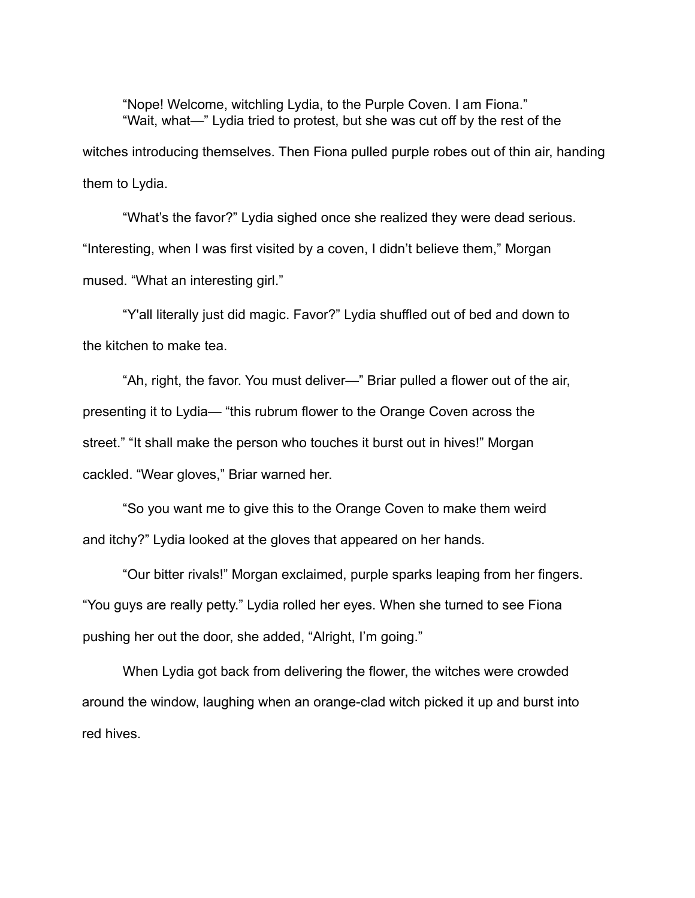"Nope! Welcome, witchling Lydia, to the Purple Coven. I am Fiona."

"Wait, what—" Lydia tried to protest, but she was cut off by the rest of the witches introducing themselves. Then Fiona pulled purple robes out of thin air, handing them to Lydia.

"What's the favor?" Lydia sighed once she realized they were dead serious. "Interesting, when I was first visited by a coven, I didn't believe them," Morgan mused. "What an interesting girl."

"Y'all literally just did magic. Favor?" Lydia shuffled out of bed and down to the kitchen to make tea.

"Ah, right, the favor. You must deliver—" Briar pulled a flower out of the air, presenting it to Lydia— "this rubrum flower to the Orange Coven across the street." "It shall make the person who touches it burst out in hives!" Morgan cackled. "Wear gloves," Briar warned her.

"So you want me to give this to the Orange Coven to make them weird and itchy?" Lydia looked at the gloves that appeared on her hands.

"Our bitter rivals!" Morgan exclaimed, purple sparks leaping from her fingers. "You guys are really petty." Lydia rolled her eyes. When she turned to see Fiona pushing her out the door, she added, "Alright, I'm going."

When Lydia got back from delivering the flower, the witches were crowded around the window, laughing when an orange-clad witch picked it up and burst into red hives.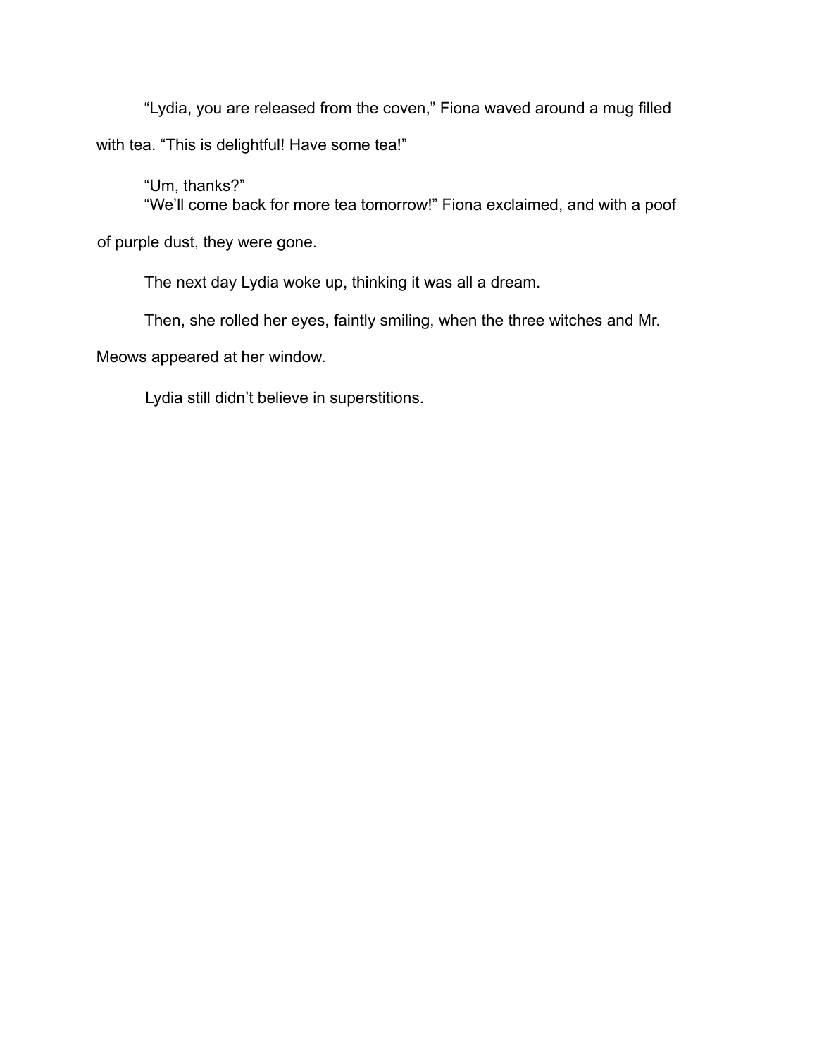"Lydia, you are released from the coven," Fiona waved around a mug filled with tea. "This is delightful! Have some tea!"

"Um, thanks?"

"We'll come back for more tea tomorrow!" Fiona exclaimed, and with a poof of purple dust, they were gone.

The next day Lydia woke up, thinking it was all a dream.

Then, she rolled her eyes, faintly smiling, when the three witches and Mr. Meows appeared at her window.

Lydia still didn't believe in superstitions.